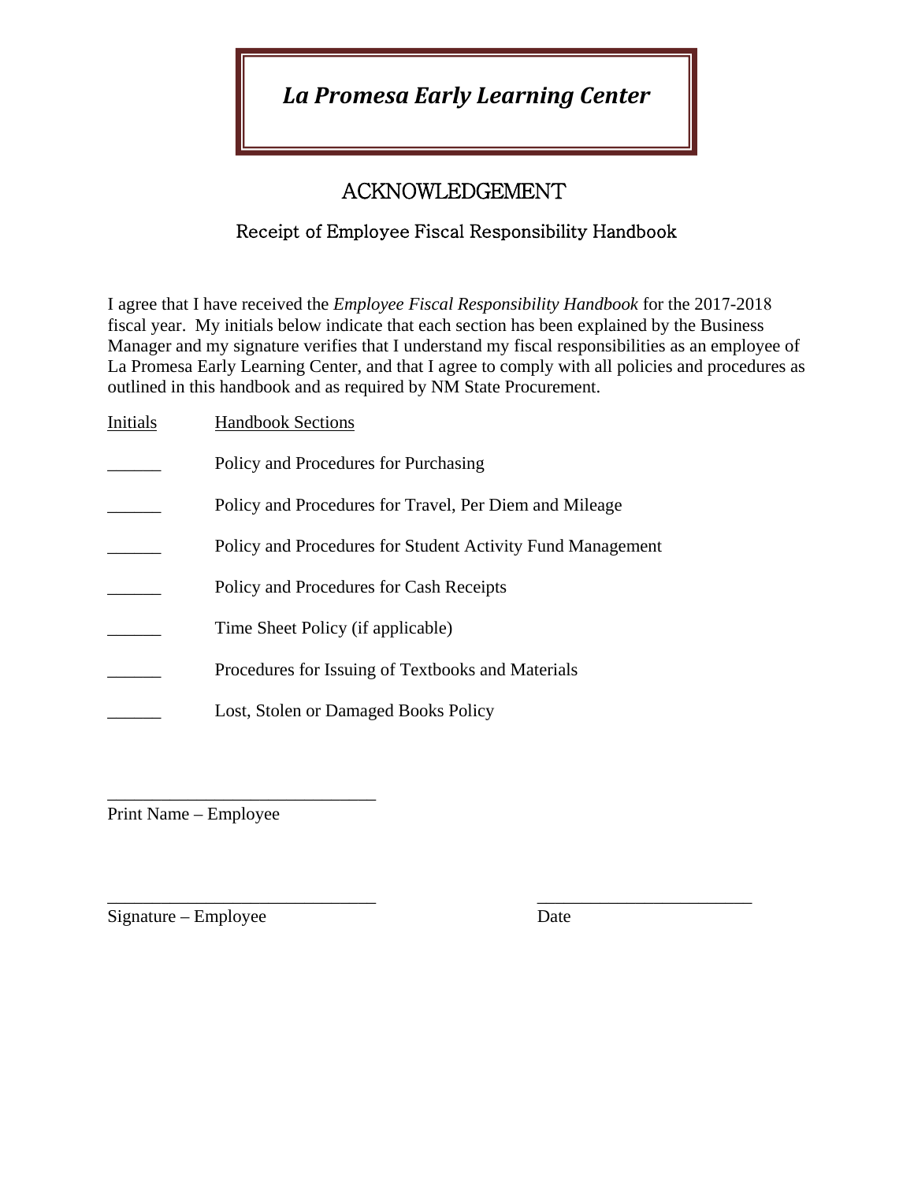# *La Promesa Early Learning Center*

## ACKNOWLEDGEMENT

### Receipt of Employee Fiscal Responsibility Handbook

I agree that I have received the *Employee Fiscal Responsibility Handbook* for the 2017-2018 fiscal year. My initials below indicate that each section has been explained by the Business Manager and my signature verifies that I understand my fiscal responsibilities as an employee of La Promesa Early Learning Center, and that I agree to comply with all policies and procedures as outlined in this handbook and as required by NM State Procurement.

| Initials | Handbook Sections |
|---|---|
| ______ | Policy and Procedures for Purchasing |
| ______ | Policy and Procedures for Travel, Per Diem and Mileage |
| ______ | Policy and Procedures for Student Activity Fund Management |
| ______ | Policy and Procedures for Cash Receipts |
| ______ | Time Sheet Policy (if applicable) |
| ______ | Procedures for Issuing of Textbooks and Materials |
| ______ | Lost, Stolen or Damaged Books Policy |

______________________________
Print Name – Employee

______________________________ ________________________
Signature – Employee Date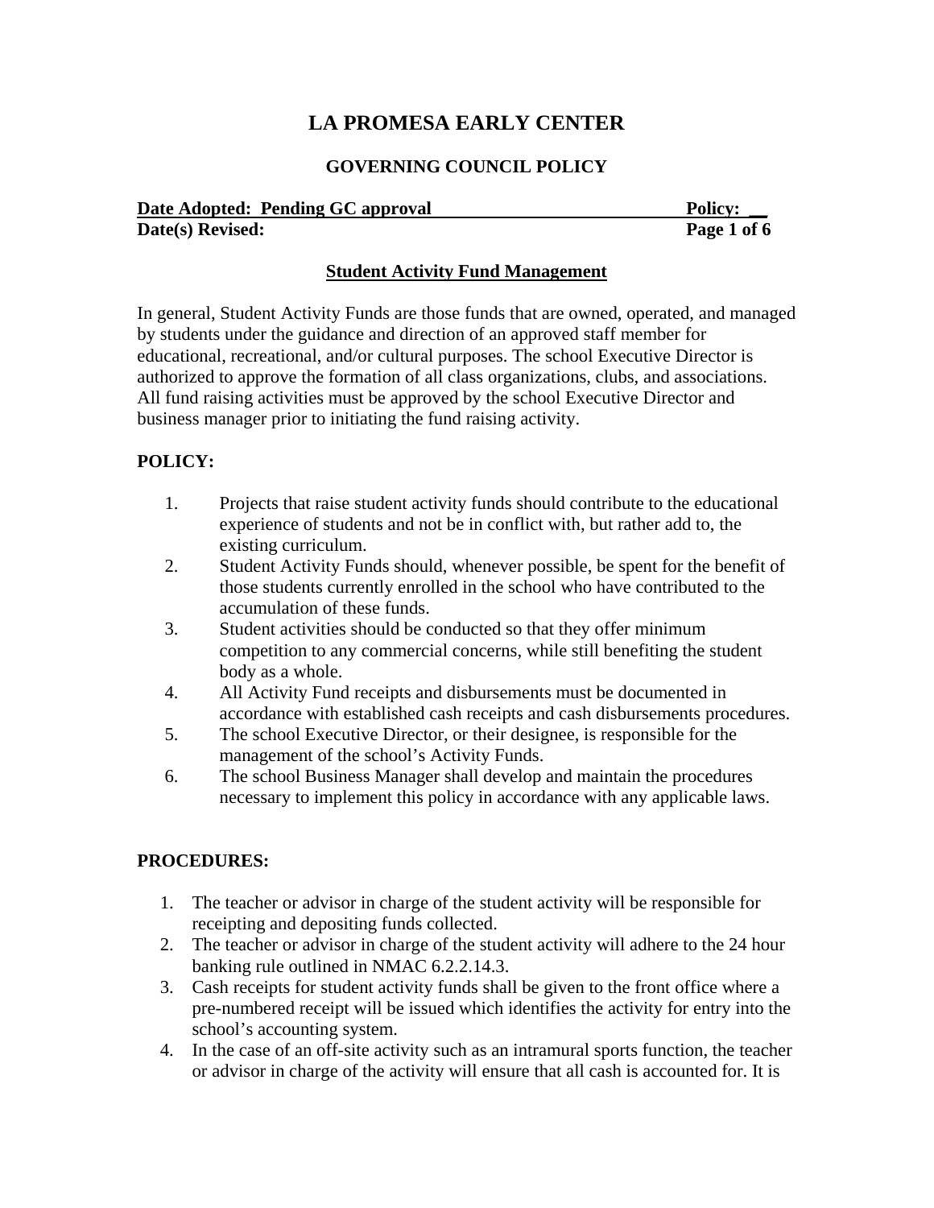# LA PROMESA EARLY CENTER

## GOVERNING COUNCIL POLICY

**Date Adopted: Pending GC approval** **Policy: __**
**Date(s) Revised:**

### Student Activity Fund Management

In general, Student Activity Funds are those funds that are owned, operated, and managed by students under the guidance and direction of an approved staff member for educational, recreational, and/or cultural purposes. The school Executive Director is authorized to approve the formation of all class organizations, clubs, and associations. All fund raising activities must be approved by the school Executive Director and business manager prior to initiating the fund raising activity.

**POLICY:**

1. Projects that raise student activity funds should contribute to the educational experience of students and not be in conflict with, but rather add to, the existing curriculum.
2. Student Activity Funds should, whenever possible, be spent for the benefit of those students currently enrolled in the school who have contributed to the accumulation of these funds.
3. Student activities should be conducted so that they offer minimum competition to any commercial concerns, while still benefiting the student body as a whole.
4. All Activity Fund receipts and disbursements must be documented in accordance with established cash receipts and cash disbursements procedures.
5. The school Executive Director, or their designee, is responsible for the management of the school's Activity Funds.
6. The school Business Manager shall develop and maintain the procedures necessary to implement this policy in accordance with any applicable laws.

**PROCEDURES:**

1. The teacher or advisor in charge of the student activity will be responsible for receipting and depositing funds collected.
2. The teacher or advisor in charge of the student activity will adhere to the 24 hour banking rule outlined in NMAC 6.2.2.14.3.
3. Cash receipts for student activity funds shall be given to the front office where a pre-numbered receipt will be issued which identifies the activity for entry into the school's accounting system.
4. In the case of an off-site activity such as an intramural sports function, the teacher or advisor in charge of the activity will ensure that all cash is accounted for. It is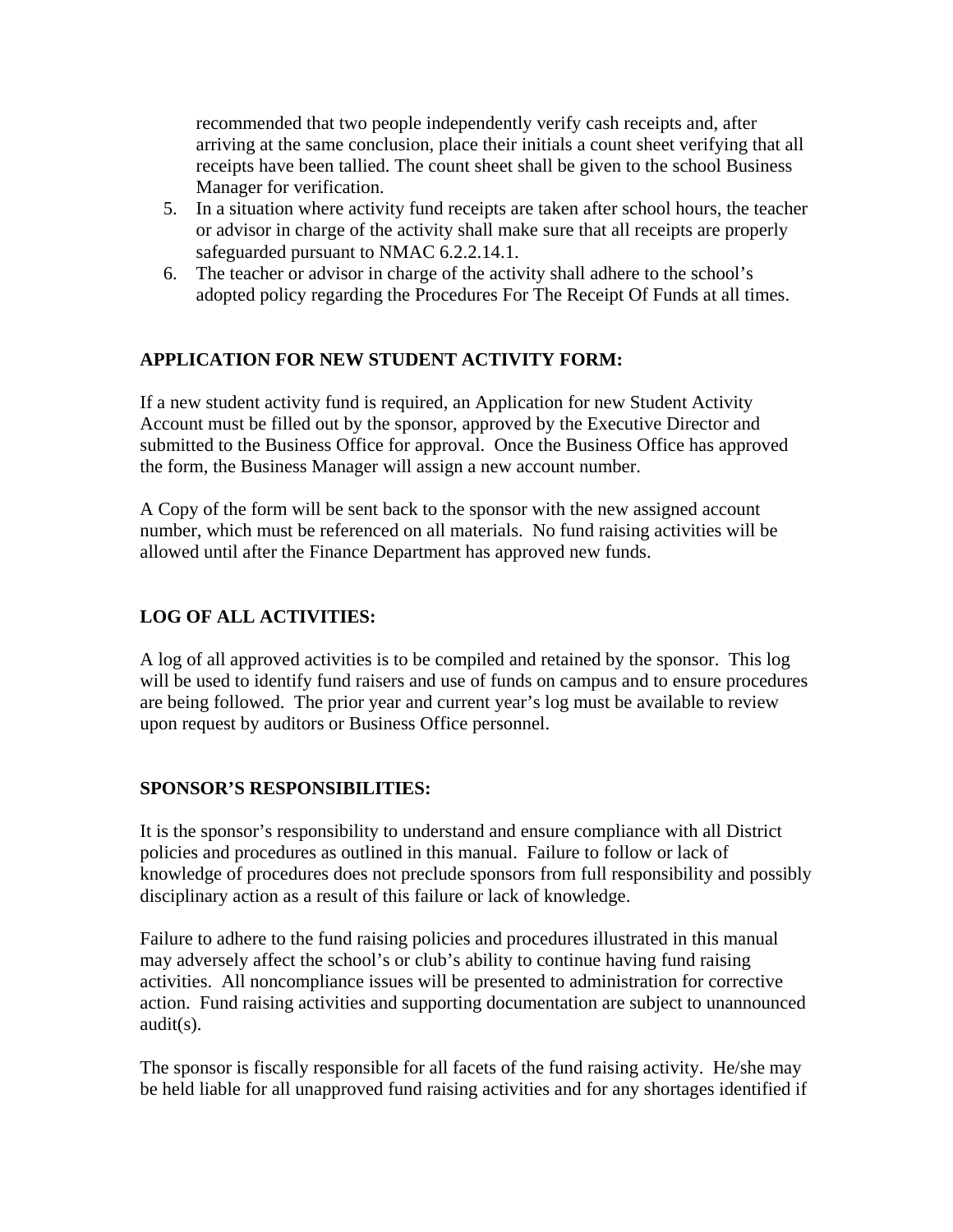recommended that two people independently verify cash receipts and, after arriving at the same conclusion, place their initials a count sheet verifying that all receipts have been tallied. The count sheet shall be given to the school Business Manager for verification.

5. In a situation where activity fund receipts are taken after school hours, the teacher or advisor in charge of the activity shall make sure that all receipts are properly safeguarded pursuant to NMAC 6.2.2.14.1.
6. The teacher or advisor in charge of the activity shall adhere to the school's adopted policy regarding the Procedures For The Receipt Of Funds at all times.

**APPLICATION FOR NEW STUDENT ACTIVITY FORM:**

If a new student activity fund is required, an Application for new Student Activity Account must be filled out by the sponsor, approved by the Executive Director and submitted to the Business Office for approval. Once the Business Office has approved the form, the Business Manager will assign a new account number.

A Copy of the form will be sent back to the sponsor with the new assigned account number, which must be referenced on all materials. No fund raising activities will be allowed until after the Finance Department has approved new funds.

**LOG OF ALL ACTIVITIES:**

A log of all approved activities is to be compiled and retained by the sponsor. This log will be used to identify fund raisers and use of funds on campus and to ensure procedures are being followed. The prior year and current year's log must be available to review upon request by auditors or Business Office personnel.

**SPONSOR'S RESPONSIBILITIES:**

It is the sponsor's responsibility to understand and ensure compliance with all District policies and procedures as outlined in this manual. Failure to follow or lack of knowledge of procedures does not preclude sponsors from full responsibility and possibly disciplinary action as a result of this failure or lack of knowledge.

Failure to adhere to the fund raising policies and procedures illustrated in this manual may adversely affect the school's or club's ability to continue having fund raising activities. All noncompliance issues will be presented to administration for corrective action. Fund raising activities and supporting documentation are subject to unannounced audit(s).

The sponsor is fiscally responsible for all facets of the fund raising activity. He/she may be held liable for all unapproved fund raising activities and for any shortages identified if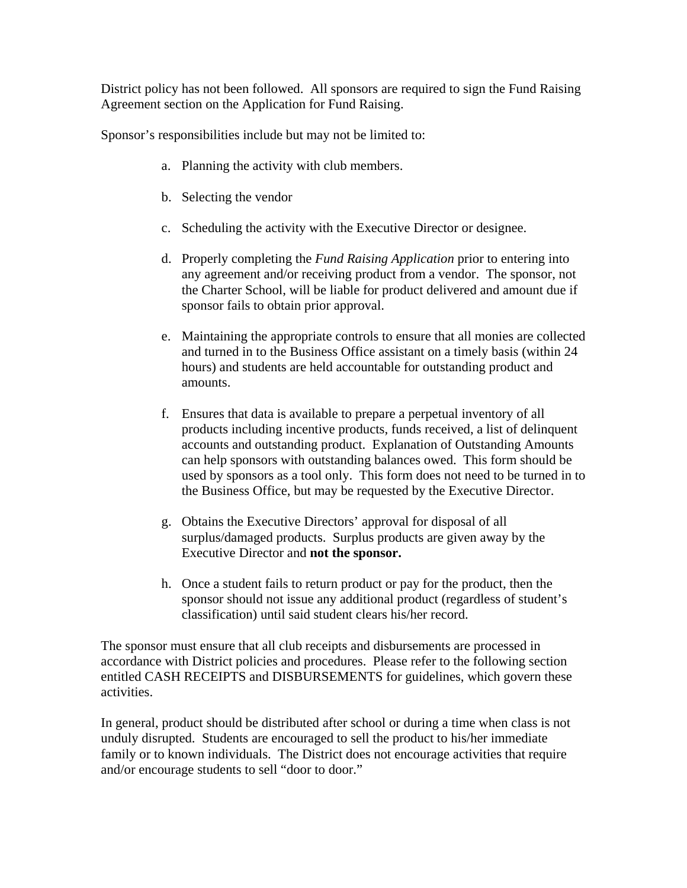District policy has not been followed. All sponsors are required to sign the Fund Raising Agreement section on the Application for Fund Raising.

Sponsor's responsibilities include but may not be limited to:

a. Planning the activity with club members.

b. Selecting the vendor

c. Scheduling the activity with the Executive Director or designee.

d. Properly completing the *Fund Raising Application* prior to entering into any agreement and/or receiving product from a vendor. The sponsor, not the Charter School, will be liable for product delivered and amount due if sponsor fails to obtain prior approval.

e. Maintaining the appropriate controls to ensure that all monies are collected and turned in to the Business Office assistant on a timely basis (within 24 hours) and students are held accountable for outstanding product and amounts.

f. Ensures that data is available to prepare a perpetual inventory of all products including incentive products, funds received, a list of delinquent accounts and outstanding product. Explanation of Outstanding Amounts can help sponsors with outstanding balances owed. This form should be used by sponsors as a tool only. This form does not need to be turned in to the Business Office, but may be requested by the Executive Director.

g. Obtains the Executive Directors' approval for disposal of all surplus/damaged products. Surplus products are given away by the Executive Director and **not the sponsor.**

h. Once a student fails to return product or pay for the product, then the sponsor should not issue any additional product (regardless of student's classification) until said student clears his/her record.

The sponsor must ensure that all club receipts and disbursements are processed in accordance with District policies and procedures. Please refer to the following section entitled CASH RECEIPTS and DISBURSEMENTS for guidelines, which govern these activities.

In general, product should be distributed after school or during a time when class is not unduly disrupted. Students are encouraged to sell the product to his/her immediate family or to known individuals. The District does not encourage activities that require and/or encourage students to sell "door to door."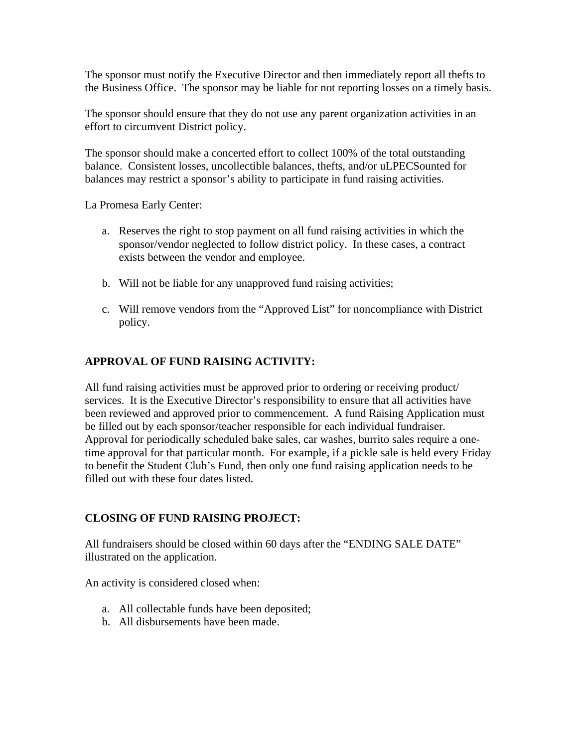The sponsor must notify the Executive Director and then immediately report all thefts to the Business Office. The sponsor may be liable for not reporting losses on a timely basis.

The sponsor should ensure that they do not use any parent organization activities in an effort to circumvent District policy.

The sponsor should make a concerted effort to collect 100% of the total outstanding balance. Consistent losses, uncollectible balances, thefts, and/or uLPECSounted for balances may restrict a sponsor's ability to participate in fund raising activities.

La Promesa Early Center:

a. Reserves the right to stop payment on all fund raising activities in which the sponsor/vendor neglected to follow district policy. In these cases, a contract exists between the vendor and employee.

b. Will not be liable for any unapproved fund raising activities;

c. Will remove vendors from the "Approved List" for noncompliance with District policy.

## APPROVAL OF FUND RAISING ACTIVITY:

All fund raising activities must be approved prior to ordering or receiving product/ services. It is the Executive Director's responsibility to ensure that all activities have been reviewed and approved prior to commencement. A fund Raising Application must be filled out by each sponsor/teacher responsible for each individual fundraiser. Approval for periodically scheduled bake sales, car washes, burrito sales require a one-time approval for that particular month. For example, if a pickle sale is held every Friday to benefit the Student Club's Fund, then only one fund raising application needs to be filled out with these four dates listed.

## CLOSING OF FUND RAISING PROJECT:

All fundraisers should be closed within 60 days after the "ENDING SALE DATE" illustrated on the application.

An activity is considered closed when:

a. All collectable funds have been deposited;
b. All disbursements have been made.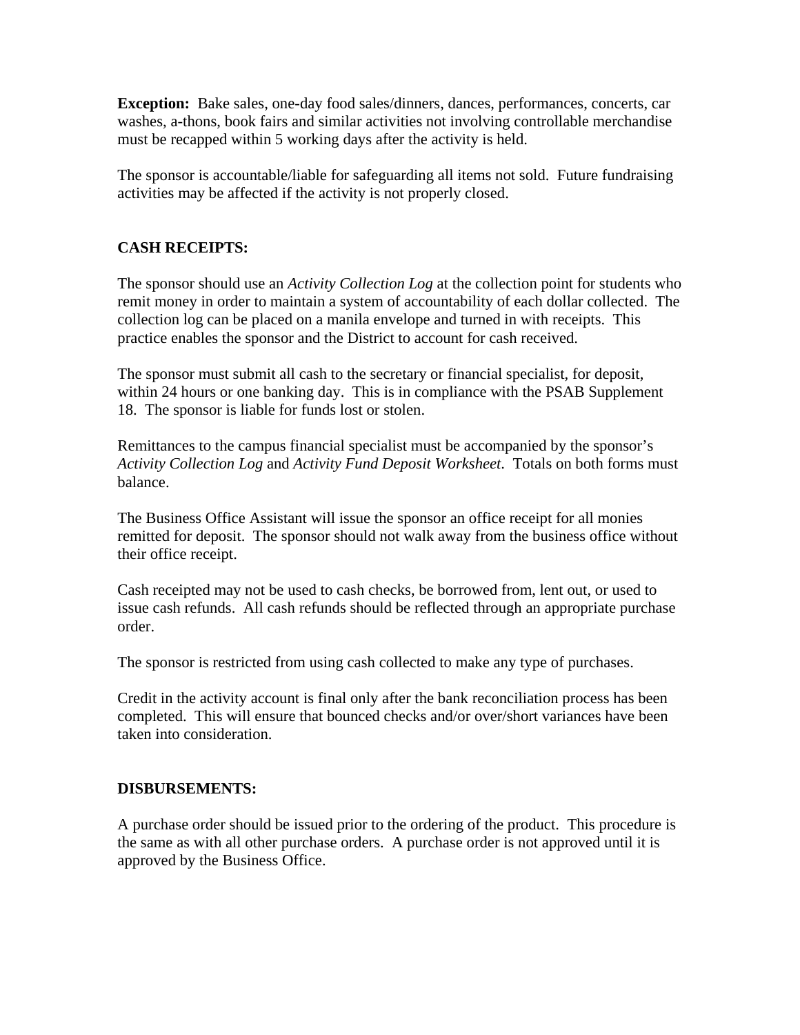**Exception:** Bake sales, one-day food sales/dinners, dances, performances, concerts, car washes, a-thons, book fairs and similar activities not involving controllable merchandise must be recapped within 5 working days after the activity is held.

The sponsor is accountable/liable for safeguarding all items not sold. Future fundraising activities may be affected if the activity is not properly closed.

## CASH RECEIPTS:

The sponsor should use an *Activity Collection Log* at the collection point for students who remit money in order to maintain a system of accountability of each dollar collected. The collection log can be placed on a manila envelope and turned in with receipts. This practice enables the sponsor and the District to account for cash received.

The sponsor must submit all cash to the secretary or financial specialist, for deposit, within 24 hours or one banking day. This is in compliance with the PSAB Supplement 18. The sponsor is liable for funds lost or stolen.

Remittances to the campus financial specialist must be accompanied by the sponsor's *Activity Collection Log* and *Activity Fund Deposit Worksheet*. Totals on both forms must balance.

The Business Office Assistant will issue the sponsor an office receipt for all monies remitted for deposit. The sponsor should not walk away from the business office without their office receipt.

Cash receipted may not be used to cash checks, be borrowed from, lent out, or used to issue cash refunds. All cash refunds should be reflected through an appropriate purchase order.

The sponsor is restricted from using cash collected to make any type of purchases.

Credit in the activity account is final only after the bank reconciliation process has been completed. This will ensure that bounced checks and/or over/short variances have been taken into consideration.

## DISBURSEMENTS:

A purchase order should be issued prior to the ordering of the product. This procedure is the same as with all other purchase orders. A purchase order is not approved until it is approved by the Business Office.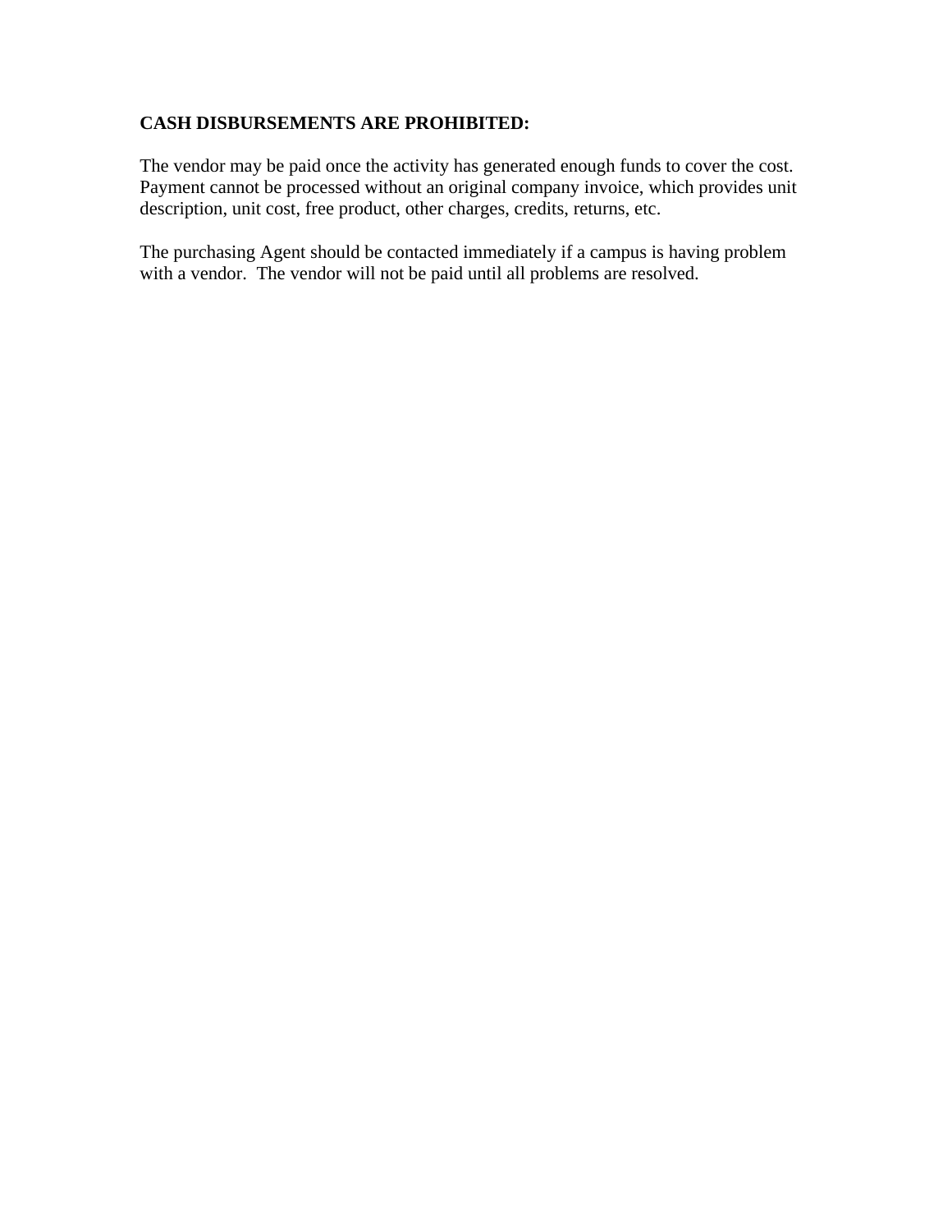**CASH DISBURSEMENTS ARE PROHIBITED:**

The vendor may be paid once the activity has generated enough funds to cover the cost. Payment cannot be processed without an original company invoice, which provides unit description, unit cost, free product, other charges, credits, returns, etc.

The purchasing Agent should be contacted immediately if a campus is having problem with a vendor. The vendor will not be paid until all problems are resolved.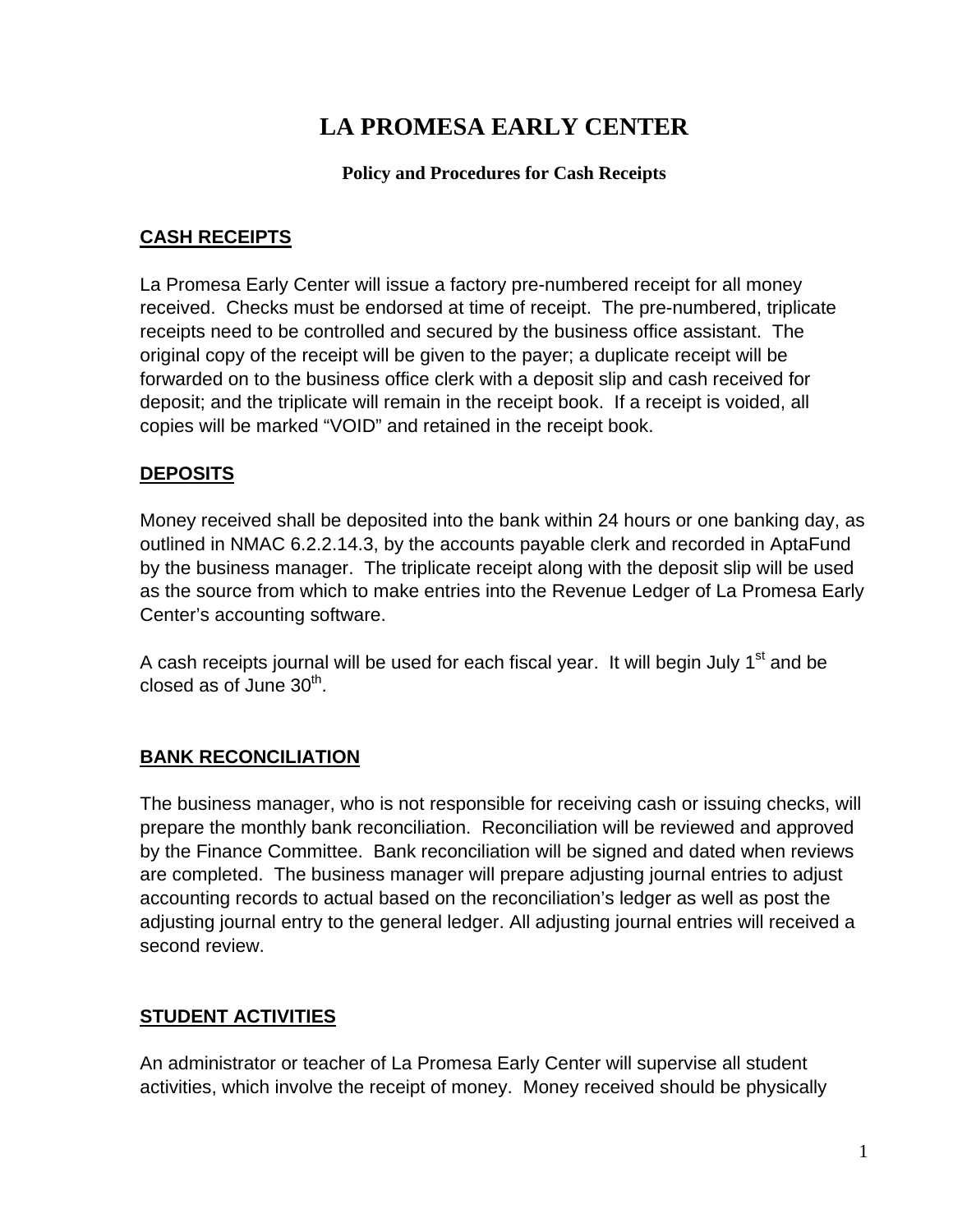# LA PROMESA EARLY CENTER

**Policy and Procedures for Cash Receipts**

## CASH RECEIPTS

La Promesa Early Center will issue a factory pre-numbered receipt for all money received. Checks must be endorsed at time of receipt. The pre-numbered, triplicate receipts need to be controlled and secured by the business office assistant. The original copy of the receipt will be given to the payer; a duplicate receipt will be forwarded on to the business office clerk with a deposit slip and cash received for deposit; and the triplicate will remain in the receipt book. If a receipt is voided, all copies will be marked "VOID" and retained in the receipt book.

## DEPOSITS

Money received shall be deposited into the bank within 24 hours or one banking day, as outlined in NMAC 6.2.2.14.3, by the accounts payable clerk and recorded in AptaFund by the business manager. The triplicate receipt along with the deposit slip will be used as the source from which to make entries into the Revenue Ledger of La Promesa Early Center's accounting software.

A cash receipts journal will be used for each fiscal year. It will begin July 1st and be closed as of June 30th.

## BANK RECONCILIATION

The business manager, who is not responsible for receiving cash or issuing checks, will prepare the monthly bank reconciliation. Reconciliation will be reviewed and approved by the Finance Committee. Bank reconciliation will be signed and dated when reviews are completed. The business manager will prepare adjusting journal entries to adjust accounting records to actual based on the reconciliation's ledger as well as post the adjusting journal entry to the general ledger. All adjusting journal entries will received a second review.

## STUDENT ACTIVITIES

An administrator or teacher of La Promesa Early Center will supervise all student activities, which involve the receipt of money. Money received should be physically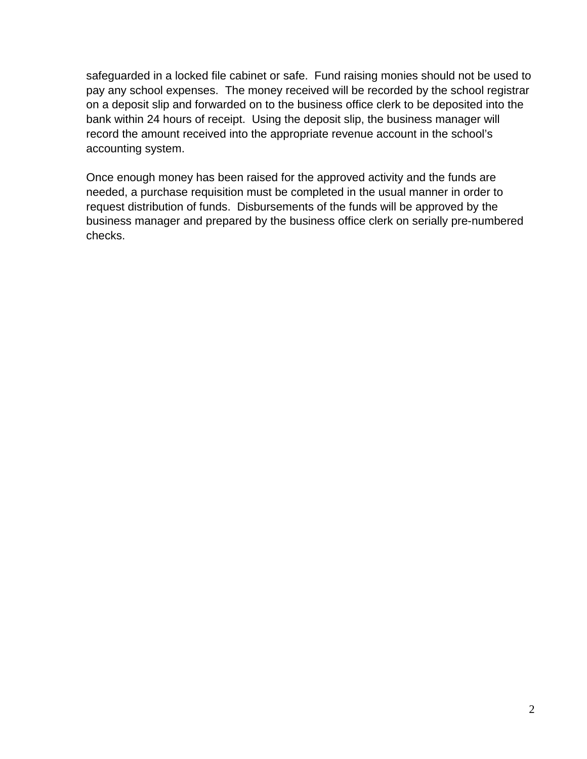safeguarded in a locked file cabinet or safe. Fund raising monies should not be used to pay any school expenses. The money received will be recorded by the school registrar on a deposit slip and forwarded on to the business office clerk to be deposited into the bank within 24 hours of receipt. Using the deposit slip, the business manager will record the amount received into the appropriate revenue account in the school's accounting system.

Once enough money has been raised for the approved activity and the funds are needed, a purchase requisition must be completed in the usual manner in order to request distribution of funds. Disbursements of the funds will be approved by the business manager and prepared by the business office clerk on serially pre-numbered checks.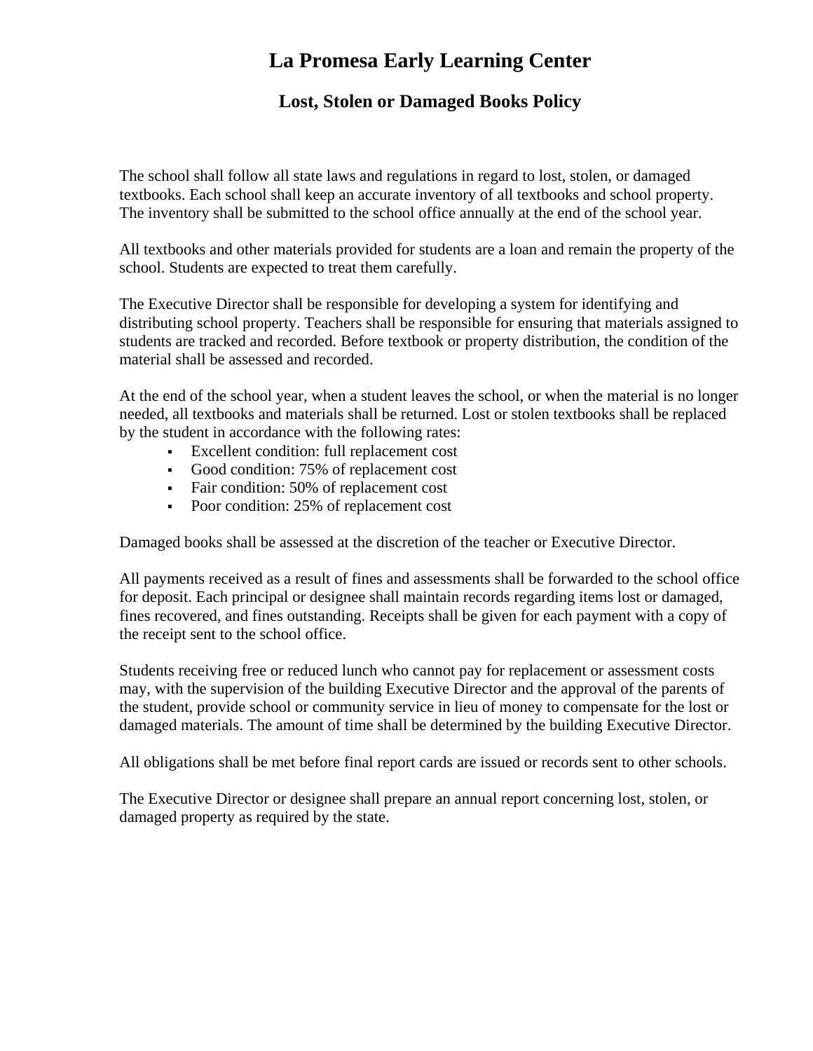# La Promesa Early Learning Center

## Lost, Stolen or Damaged Books Policy

The school shall follow all state laws and regulations in regard to lost, stolen, or damaged textbooks. Each school shall keep an accurate inventory of all textbooks and school property. The inventory shall be submitted to the school office annually at the end of the school year.

All textbooks and other materials provided for students are a loan and remain the property of the school. Students are expected to treat them carefully.

The Executive Director shall be responsible for developing a system for identifying and distributing school property. Teachers shall be responsible for ensuring that materials assigned to students are tracked and recorded. Before textbook or property distribution, the condition of the material shall be assessed and recorded.

At the end of the school year, when a student leaves the school, or when the material is no longer needed, all textbooks and materials shall be returned. Lost or stolen textbooks shall be replaced by the student in accordance with the following rates:

- Excellent condition: full replacement cost
- Good condition: 75% of replacement cost
- Fair condition: 50% of replacement cost
- Poor condition: 25% of replacement cost

Damaged books shall be assessed at the discretion of the teacher or Executive Director.

All payments received as a result of fines and assessments shall be forwarded to the school office for deposit. Each principal or designee shall maintain records regarding items lost or damaged, fines recovered, and fines outstanding. Receipts shall be given for each payment with a copy of the receipt sent to the school office.

Students receiving free or reduced lunch who cannot pay for replacement or assessment costs may, with the supervision of the building Executive Director and the approval of the parents of the student, provide school or community service in lieu of money to compensate for the lost or damaged materials. The amount of time shall be determined by the building Executive Director.

All obligations shall be met before final report cards are issued or records sent to other schools.

The Executive Director or designee shall prepare an annual report concerning lost, stolen, or damaged property as required by the state.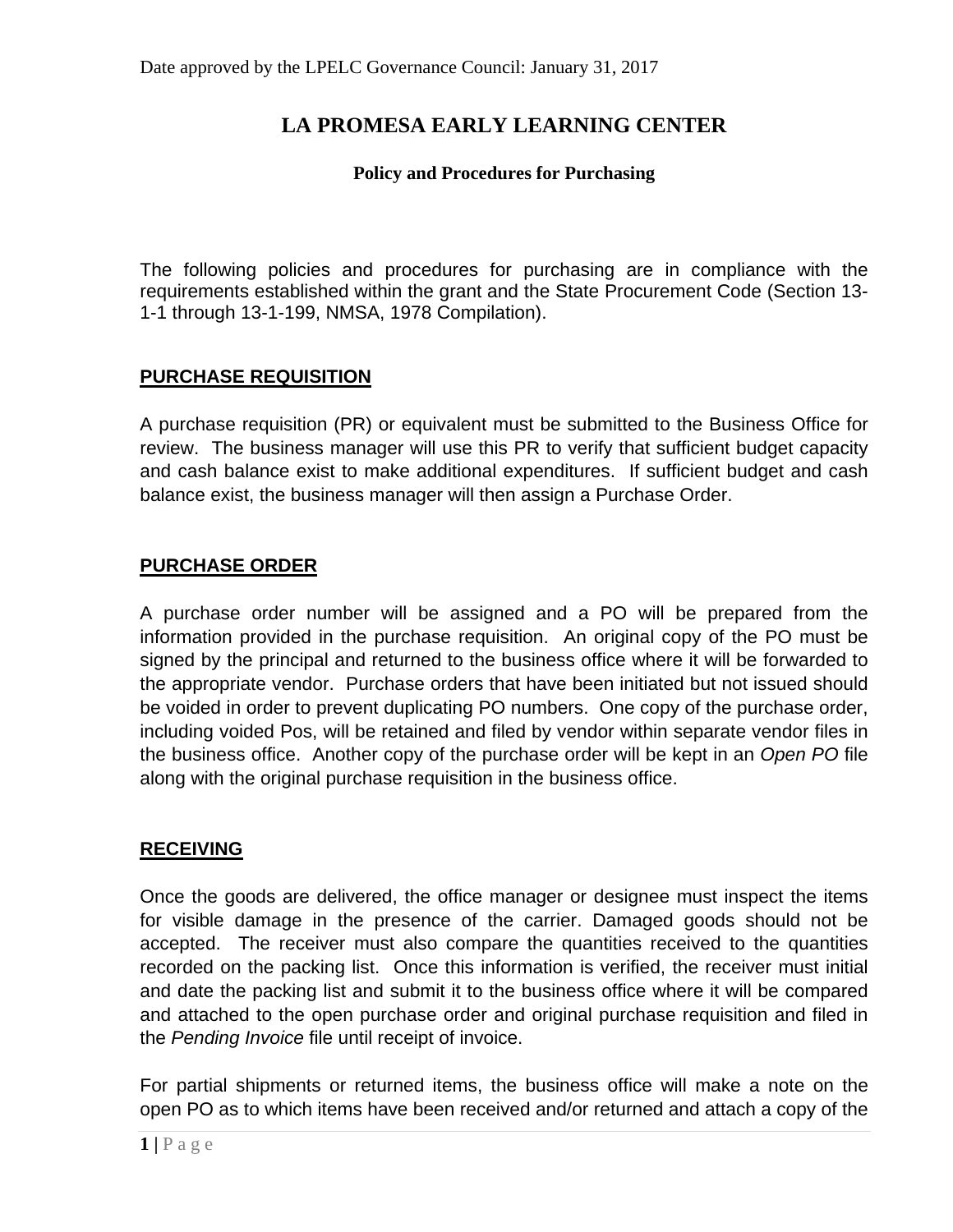Date approved by the LPELC Governance Council: January 31, 2017

# LA PROMESA EARLY LEARNING CENTER

### Policy and Procedures for Purchasing

The following policies and procedures for purchasing are in compliance with the requirements established within the grant and the State Procurement Code (Section 13-1-1 through 13-1-199, NMSA, 1978 Compilation).

## PURCHASE REQUISITION

A purchase requisition (PR) or equivalent must be submitted to the Business Office for review. The business manager will use this PR to verify that sufficient budget capacity and cash balance exist to make additional expenditures. If sufficient budget and cash balance exist, the business manager will then assign a Purchase Order.

## PURCHASE ORDER

A purchase order number will be assigned and a PO will be prepared from the information provided in the purchase requisition. An original copy of the PO must be signed by the principal and returned to the business office where it will be forwarded to the appropriate vendor. Purchase orders that have been initiated but not issued should be voided in order to prevent duplicating PO numbers. One copy of the purchase order, including voided Pos, will be retained and filed by vendor within separate vendor files in the business office. Another copy of the purchase order will be kept in an *Open PO* file along with the original purchase requisition in the business office.

## RECEIVING

Once the goods are delivered, the office manager or designee must inspect the items for visible damage in the presence of the carrier. Damaged goods should not be accepted. The receiver must also compare the quantities received to the quantities recorded on the packing list. Once this information is verified, the receiver must initial and date the packing list and submit it to the business office where it will be compared and attached to the open purchase order and original purchase requisition and filed in the *Pending Invoice* file until receipt of invoice.

For partial shipments or returned items, the business office will make a note on the open PO as to which items have been received and/or returned and attach a copy of the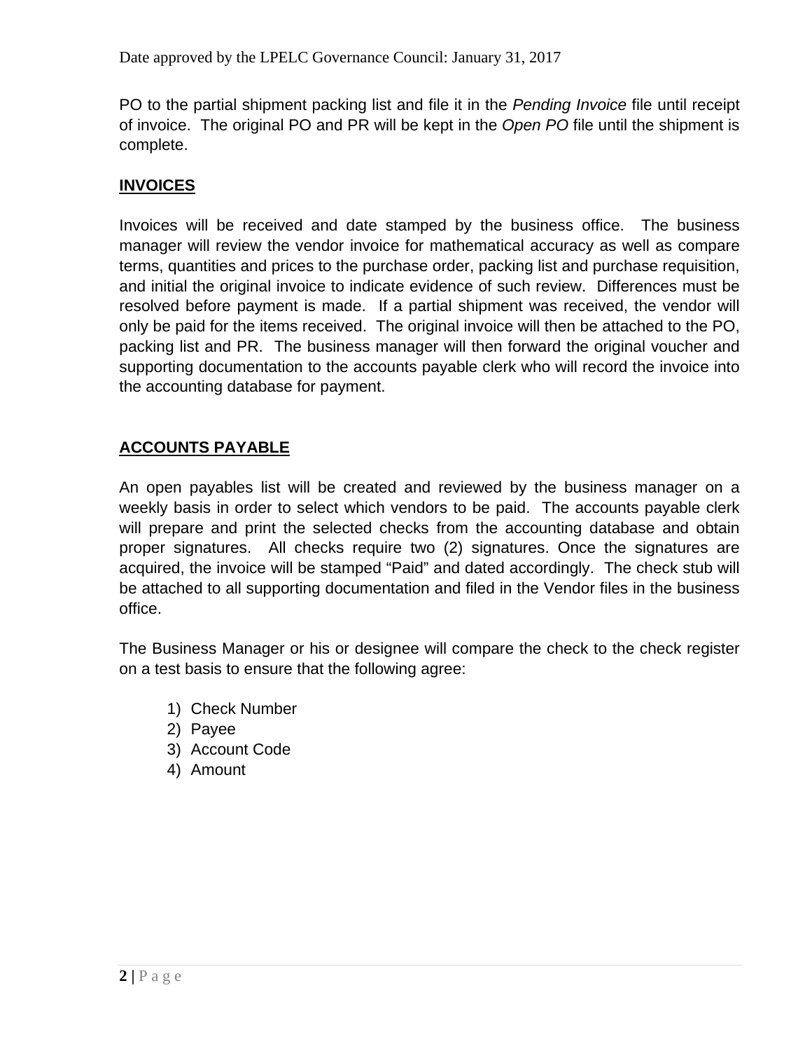PO to the partial shipment packing list and file it in the *Pending Invoice* file until receipt of invoice. The original PO and PR will be kept in the *Open PO* file until the shipment is complete.

## INVOICES

Invoices will be received and date stamped by the business office. The business manager will review the vendor invoice for mathematical accuracy as well as compare terms, quantities and prices to the purchase order, packing list and purchase requisition, and initial the original invoice to indicate evidence of such review. Differences must be resolved before payment is made. If a partial shipment was received, the vendor will only be paid for the items received. The original invoice will then be attached to the PO, packing list and PR. The business manager will then forward the original voucher and supporting documentation to the accounts payable clerk who will record the invoice into the accounting database for payment.

## ACCOUNTS PAYABLE

An open payables list will be created and reviewed by the business manager on a weekly basis in order to select which vendors to be paid. The accounts payable clerk will prepare and print the selected checks from the accounting database and obtain proper signatures. All checks require two (2) signatures. Once the signatures are acquired, the invoice will be stamped "Paid" and dated accordingly. The check stub will be attached to all supporting documentation and filed in the Vendor files in the business office.

The Business Manager or his or designee will compare the check to the check register on a test basis to ensure that the following agree:

1) Check Number
2) Payee
3) Account Code
4) Amount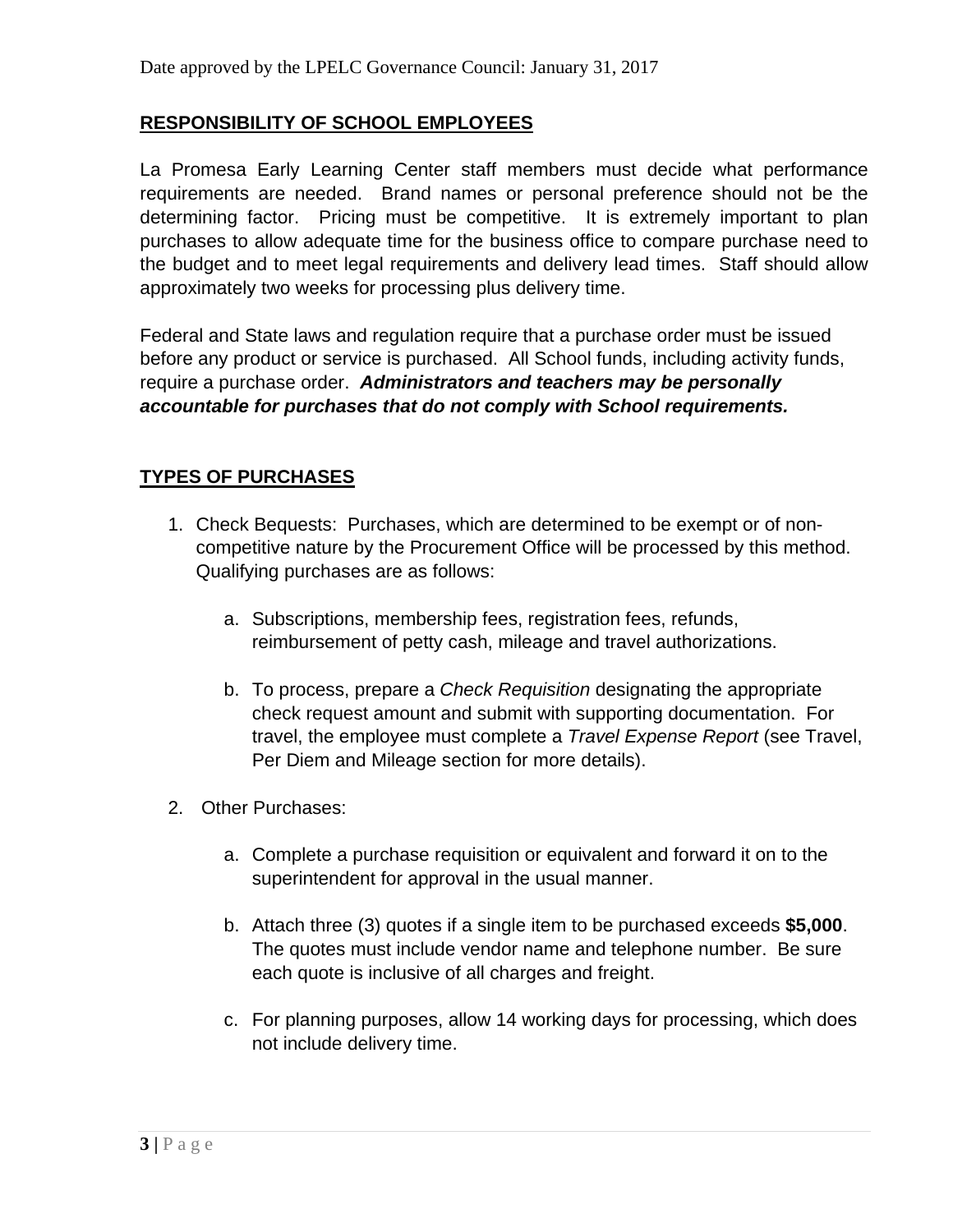Date approved by the LPELC Governance Council: January 31, 2017

## RESPONSIBILITY OF SCHOOL EMPLOYEES

La Promesa Early Learning Center staff members must decide what performance requirements are needed. Brand names or personal preference should not be the determining factor. Pricing must be competitive. It is extremely important to plan purchases to allow adequate time for the business office to compare purchase need to the budget and to meet legal requirements and delivery lead times. Staff should allow approximately two weeks for processing plus delivery time.

Federal and State laws and regulation require that a purchase order must be issued before any product or service is purchased. All School funds, including activity funds, require a purchase order. ***Administrators and teachers may be personally accountable for purchases that do not comply with School requirements.***

## TYPES OF PURCHASES

1. Check Bequests: Purchases, which are determined to be exempt or of non-competitive nature by the Procurement Office will be processed by this method. Qualifying purchases are as follows:

    a. Subscriptions, membership fees, registration fees, refunds, reimbursement of petty cash, mileage and travel authorizations.

    b. To process, prepare a *Check Requisition* designating the appropriate check request amount and submit with supporting documentation. For travel, the employee must complete a *Travel Expense Report* (see Travel, Per Diem and Mileage section for more details).

2. Other Purchases:

    a. Complete a purchase requisition or equivalent and forward it on to the superintendent for approval in the usual manner.

    b. Attach three (3) quotes if a single item to be purchased exceeds **$5,000**. The quotes must include vendor name and telephone number. Be sure each quote is inclusive of all charges and freight.

    c. For planning purposes, allow 14 working days for processing, which does not include delivery time.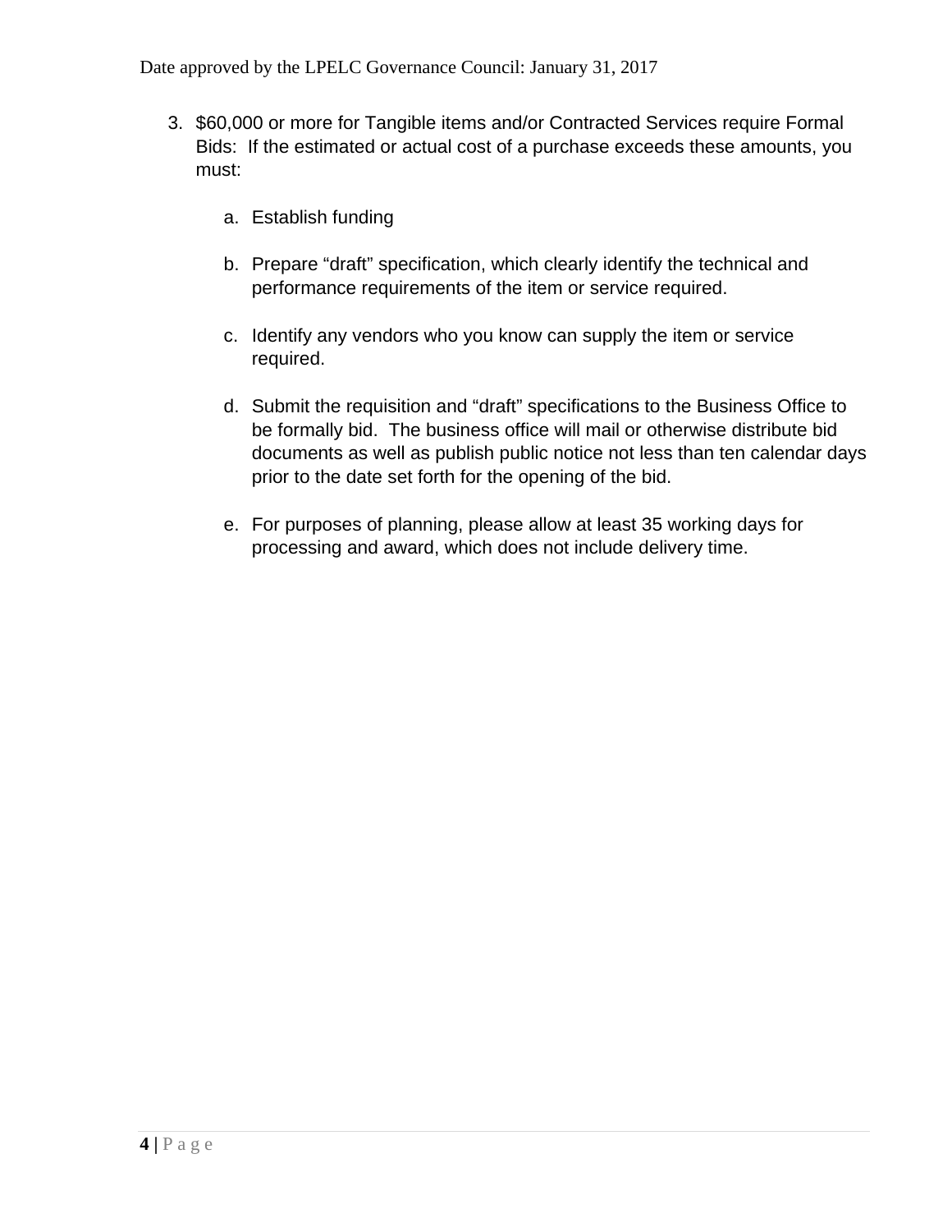3. $60,000 or more for Tangible items and/or Contracted Services require Formal Bids: If the estimated or actual cost of a purchase exceeds these amounts, you must:

   a. Establish funding

   b. Prepare “draft” specification, which clearly identify the technical and performance requirements of the item or service required.

   c. Identify any vendors who you know can supply the item or service required.

   d. Submit the requisition and “draft” specifications to the Business Office to be formally bid. The business office will mail or otherwise distribute bid documents as well as publish public notice not less than ten calendar days prior to the date set forth for the opening of the bid.

   e. For purposes of planning, please allow at least 35 working days for processing and award, which does not include delivery time.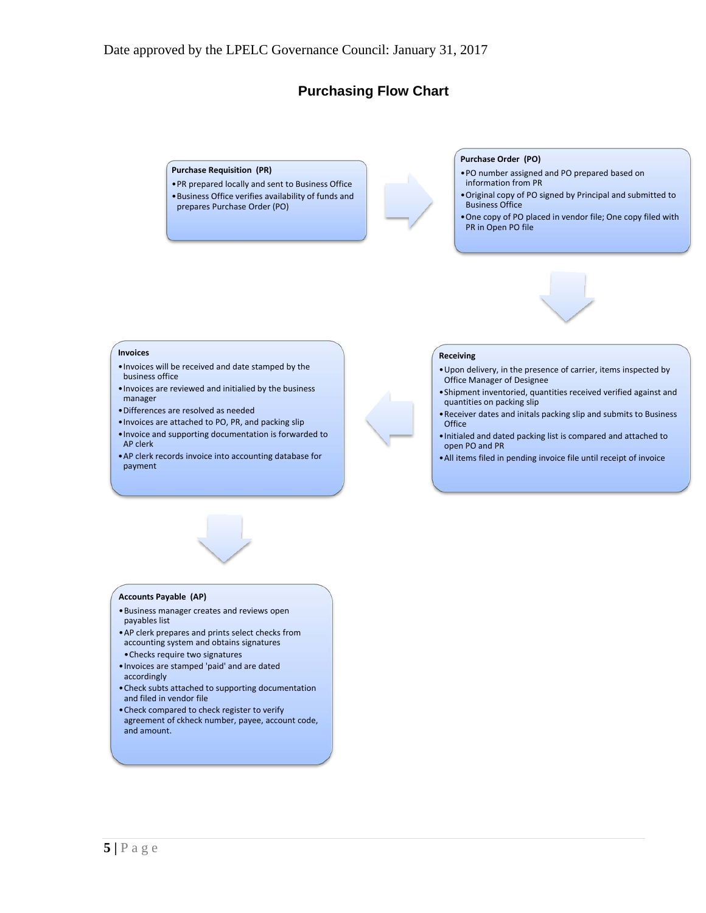Date approved by the LPELC Governance Council: January 31, 2017

## Purchasing Flow Chart

**Purchase Requisition (PR)**

- PR prepared locally and sent to Business Office
- Business Office verifies availability of funds and prepares Purchase Order (PO)

**Purchase Order (PO)**

- PO number assigned and PO prepared based on information from PR
- Original copy of PO signed by Principal and submitted to Business Office
- One copy of PO placed in vendor file; One copy filed with PR in Open PO file

**Receiving**

- Upon delivery, in the presence of carrier, items inspected by Office Manager of Designee
- Shipment inventoried, quantities received verified against and quantities on packing slip
- Receiver dates and initals packing slip and submits to Business Office
- Initialed and dated packing list is compared and attached to open PO and PR
- All items filed in pending invoice file until receipt of invoice

**Invoices**

- Invoices will be received and date stamped by the business office
- Invoices are reviewed and initialied by the business manager
- Differences are resolved as needed
- Invoices are attached to PO, PR, and packing slip
- Invoice and supporting documentation is forwarded to AP clerk
- AP clerk records invoice into accounting database for payment

**Accounts Payable (AP)**

- Business manager creates and reviews open payables list
- AP clerk prepares and prints select checks from accounting system and obtains signatures
  - Checks require two signatures
- Invoices are stamped 'paid' and are dated accordingly
- Check subts attached to supporting documentation and filed in vendor file
- Check compared to check register to verify agreement of ckheck number, payee, account code, and amount.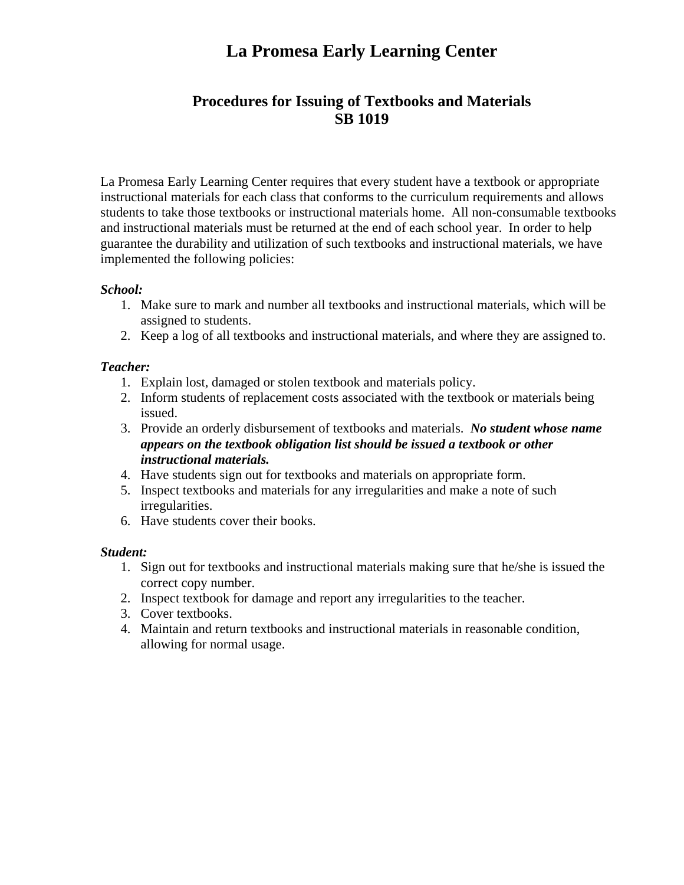# La Promesa Early Learning Center

## Procedures for Issuing of Textbooks and Materials
## SB 1019

La Promesa Early Learning Center requires that every student have a textbook or appropriate instructional materials for each class that conforms to the curriculum requirements and allows students to take those textbooks or instructional materials home. All non-consumable textbooks and instructional materials must be returned at the end of each school year. In order to help guarantee the durability and utilization of such textbooks and instructional materials, we have implemented the following policies:

***School:***

1. Make sure to mark and number all textbooks and instructional materials, which will be assigned to students.
2. Keep a log of all textbooks and instructional materials, and where they are assigned to.

***Teacher:***

1. Explain lost, damaged or stolen textbook and materials policy.
2. Inform students of replacement costs associated with the textbook or materials being issued.
3. Provide an orderly disbursement of textbooks and materials. ***No student whose name appears on the textbook obligation list should be issued a textbook or other instructional materials.***
4. Have students sign out for textbooks and materials on appropriate form.
5. Inspect textbooks and materials for any irregularities and make a note of such irregularities.
6. Have students cover their books.

***Student:***

1. Sign out for textbooks and instructional materials making sure that he/she is issued the correct copy number.
2. Inspect textbook for damage and report any irregularities to the teacher.
3. Cover textbooks.
4. Maintain and return textbooks and instructional materials in reasonable condition, allowing for normal usage.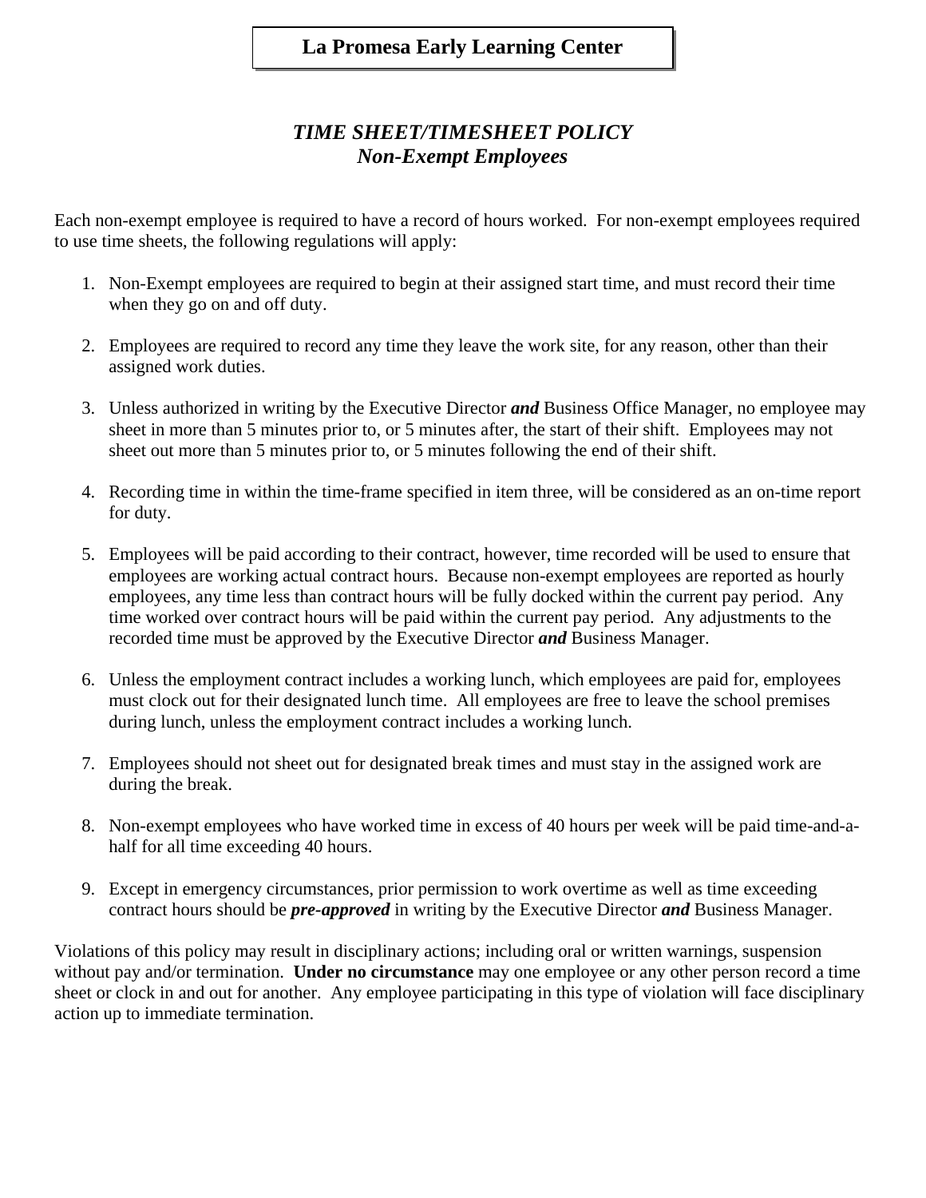# La Promesa Early Learning Center

## *TIME SHEET/TIMESHEET POLICY*
## *Non-Exempt Employees*

Each non-exempt employee is required to have a record of hours worked. For non-exempt employees required to use time sheets, the following regulations will apply:

1. Non-Exempt employees are required to begin at their assigned start time, and must record their time when they go on and off duty.

2. Employees are required to record any time they leave the work site, for any reason, other than their assigned work duties.

3. Unless authorized in writing by the Executive Director ***and*** Business Office Manager, no employee may sheet in more than 5 minutes prior to, or 5 minutes after, the start of their shift. Employees may not sheet out more than 5 minutes prior to, or 5 minutes following the end of their shift.

4. Recording time in within the time-frame specified in item three, will be considered as an on-time report for duty.

5. Employees will be paid according to their contract, however, time recorded will be used to ensure that employees are working actual contract hours. Because non-exempt employees are reported as hourly employees, any time less than contract hours will be fully docked within the current pay period. Any time worked over contract hours will be paid within the current pay period. Any adjustments to the recorded time must be approved by the Executive Director ***and*** Business Manager.

6. Unless the employment contract includes a working lunch, which employees are paid for, employees must clock out for their designated lunch time. All employees are free to leave the school premises during lunch, unless the employment contract includes a working lunch.

7. Employees should not sheet out for designated break times and must stay in the assigned work are during the break.

8. Non-exempt employees who have worked time in excess of 40 hours per week will be paid time-and-a-half for all time exceeding 40 hours.

9. Except in emergency circumstances, prior permission to work overtime as well as time exceeding contract hours should be ***pre-approved*** in writing by the Executive Director ***and*** Business Manager.

Violations of this policy may result in disciplinary actions; including oral or written warnings, suspension without pay and/or termination. **Under no circumstance** may one employee or any other person record a time sheet or clock in and out for another. Any employee participating in this type of violation will face disciplinary action up to immediate termination.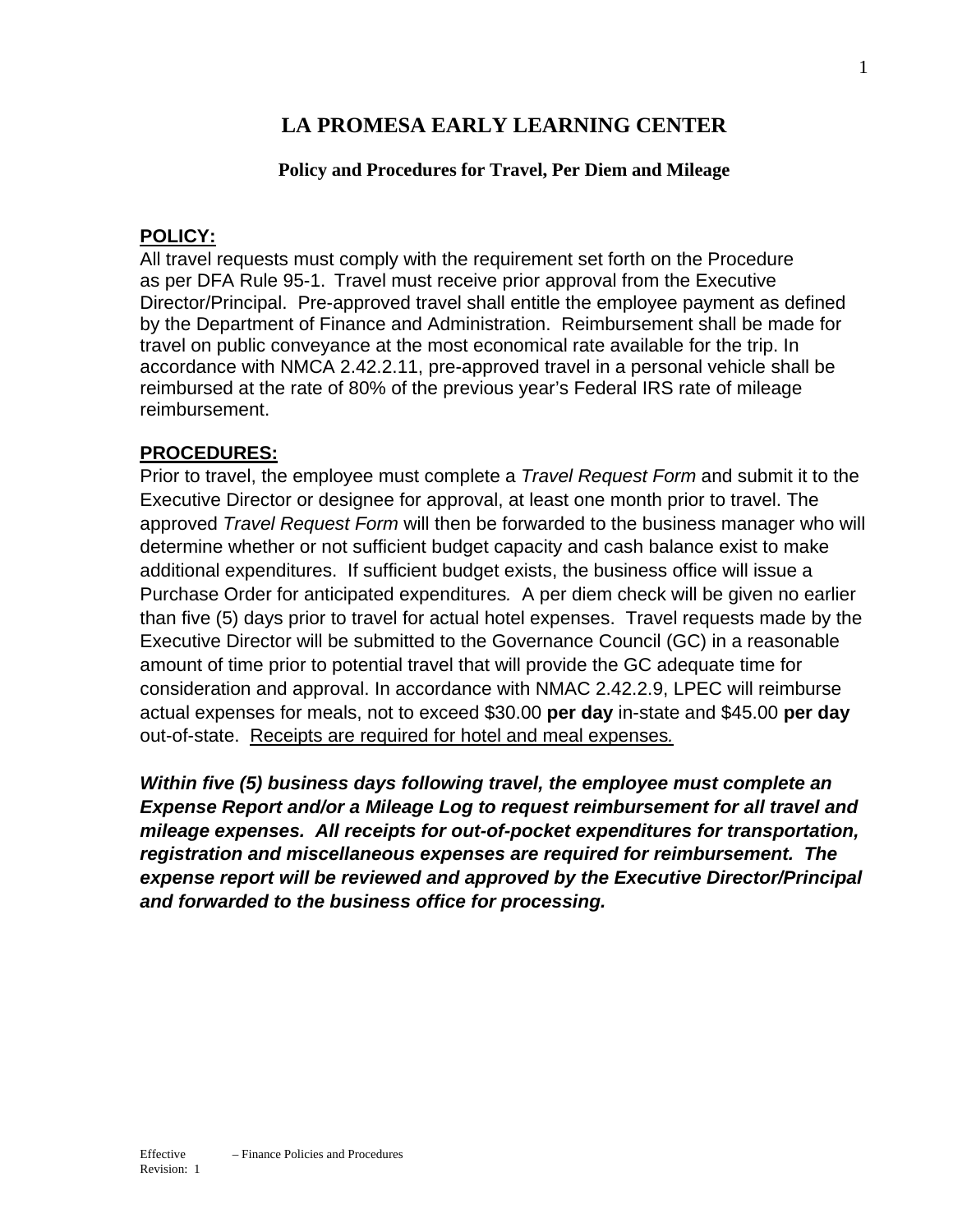# LA PROMESA EARLY LEARNING CENTER

### Policy and Procedures for Travel, Per Diem and Mileage

**POLICY:**

All travel requests must comply with the requirement set forth on the Procedure as per DFA Rule 95-1. Travel must receive prior approval from the Executive Director/Principal. Pre-approved travel shall entitle the employee payment as defined by the Department of Finance and Administration. Reimbursement shall be made for travel on public conveyance at the most economical rate available for the trip. In accordance with NMCA 2.42.2.11, pre-approved travel in a personal vehicle shall be reimbursed at the rate of 80% of the previous year's Federal IRS rate of mileage reimbursement.

**PROCEDURES:**

Prior to travel, the employee must complete a *Travel Request Form* and submit it to the Executive Director or designee for approval, at least one month prior to travel. The approved *Travel Request Form* will then be forwarded to the business manager who will determine whether or not sufficient budget capacity and cash balance exist to make additional expenditures. If sufficient budget exists, the business office will issue a Purchase Order for anticipated expenditures. A per diem check will be given no earlier than five (5) days prior to travel for actual hotel expenses. Travel requests made by the Executive Director will be submitted to the Governance Council (GC) in a reasonable amount of time prior to potential travel that will provide the GC adequate time for consideration and approval. In accordance with NMAC 2.42.2.9, LPEC will reimburse actual expenses for meals, not to exceed $30.00 **per day** in-state and $45.00 **per day** out-of-state. <u>Receipts are required for hotel and meal expenses.</u>

***Within five (5) business days following travel, the employee must complete an Expense Report and/or a Mileage Log to request reimbursement for all travel and mileage expenses. All receipts for out-of-pocket expenditures for transportation, registration and miscellaneous expenses are required for reimbursement. The expense report will be reviewed and approved by the Executive Director/Principal and forwarded to the business office for processing.***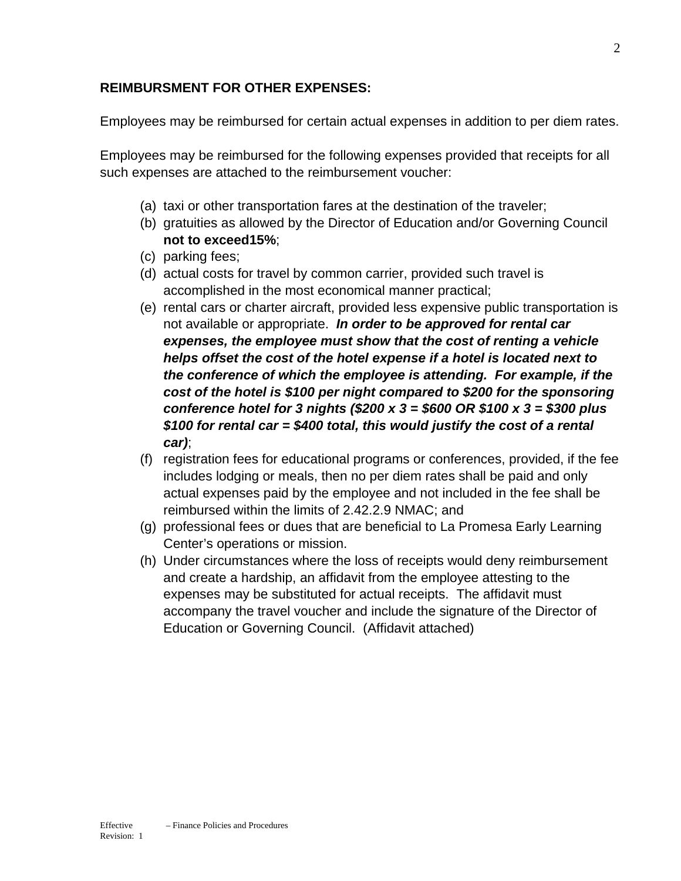**REIMBURSMENT FOR OTHER EXPENSES:**

Employees may be reimbursed for certain actual expenses in addition to per diem rates.

Employees may be reimbursed for the following expenses provided that receipts for all such expenses are attached to the reimbursement voucher:

(a) taxi or other transportation fares at the destination of the traveler;
(b) gratuities as allowed by the Director of Education and/or Governing Council **not to exceed15%**;
(c) parking fees;
(d) actual costs for travel by common carrier, provided such travel is accomplished in the most economical manner practical;
(e) rental cars or charter aircraft, provided less expensive public transportation is not available or appropriate. ***In order to be approved for rental car expenses, the employee must show that the cost of renting a vehicle helps offset the cost of the hotel expense if a hotel is located next to the conference of which the employee is attending. For example, if the cost of the hotel is $100 per night compared to $200 for the sponsoring conference hotel for 3 nights ($200 x 3 = $600 OR $100 x 3 = $300 plus $100 for rental car = $400 total, this would justify the cost of a rental car)***;
(f) registration fees for educational programs or conferences, provided, if the fee includes lodging or meals, then no per diem rates shall be paid and only actual expenses paid by the employee and not included in the fee shall be reimbursed within the limits of 2.42.2.9 NMAC; and
(g) professional fees or dues that are beneficial to La Promesa Early Learning Center's operations or mission.
(h) Under circumstances where the loss of receipts would deny reimbursement and create a hardship, an affidavit from the employee attesting to the expenses may be substituted for actual receipts. The affidavit must accompany the travel voucher and include the signature of the Director of Education or Governing Council. (Affidavit attached)